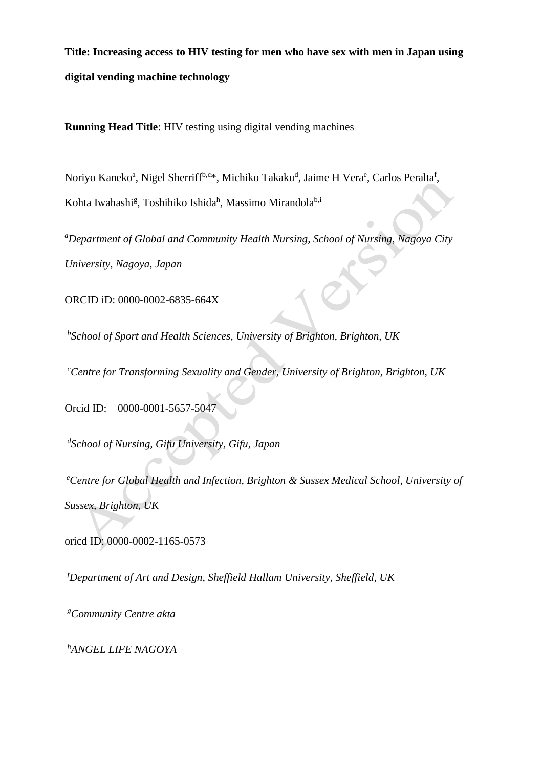**Title: Increasing access to HIV testing for men who have sex with men in Japan using digital vending machine technology**

**Running Head Title**: HIV testing using digital vending machines

Noriyo Kaneko[a], Nigel Sherriff[b,c]*, Michiko Takaku[d], Jaime H Vera[e], Carlos Peralta[f], Kohta Iwahashi[g], Toshihiko Ishida[h], Massimo Mirandola[b,i]

[a]*Department of Global and Community Health Nursing, School of Nursing, Nagoya City University, Nagoya, Japan*

ORCID iD: 0000-0002-6835-664X

[b]*School of Sport and Health Sciences, University of Brighton, Brighton, UK*

[c]*Centre for Transforming Sexuality and Gender, University of Brighton, Brighton, UK*

Orcid ID: 0000-0001-5657-5047

[d]*School of Nursing, Gifu University, Gifu, Japan*

[e]*Centre for Global Health and Infection, Brighton & Sussex Medical School, University of Sussex, Brighton, UK*

oricd ID: 0000-0002-1165-0573

[f]*Department of Art and Design, Sheffield Hallam University, Sheffield, UK*

[g]*Community Centre akta*

[h]*ANGEL LIFE NAGOYA*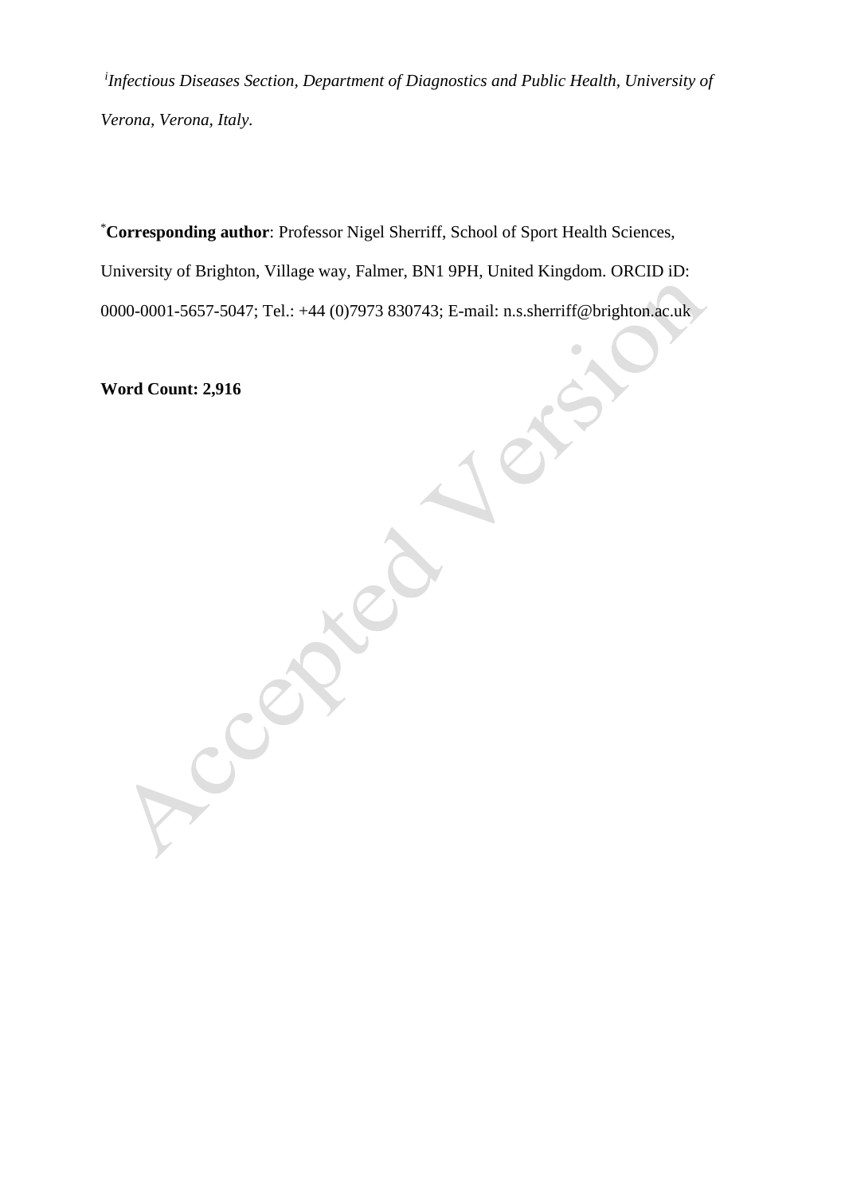[i] *Infectious Diseases Section, Department of Diagnostics and Public Health, University of Verona, Verona, Italy.*

[*] **Corresponding author**: Professor Nigel Sherriff, School of Sport Health Sciences, University of Brighton, Village way, Falmer, BN1 9PH, United Kingdom. ORCID iD: 0000-0001-5657-5047; Tel.: +44 (0)7973 830743; E-mail: n.s.sherriff@brighton.ac.uk

**Word Count: 2,916**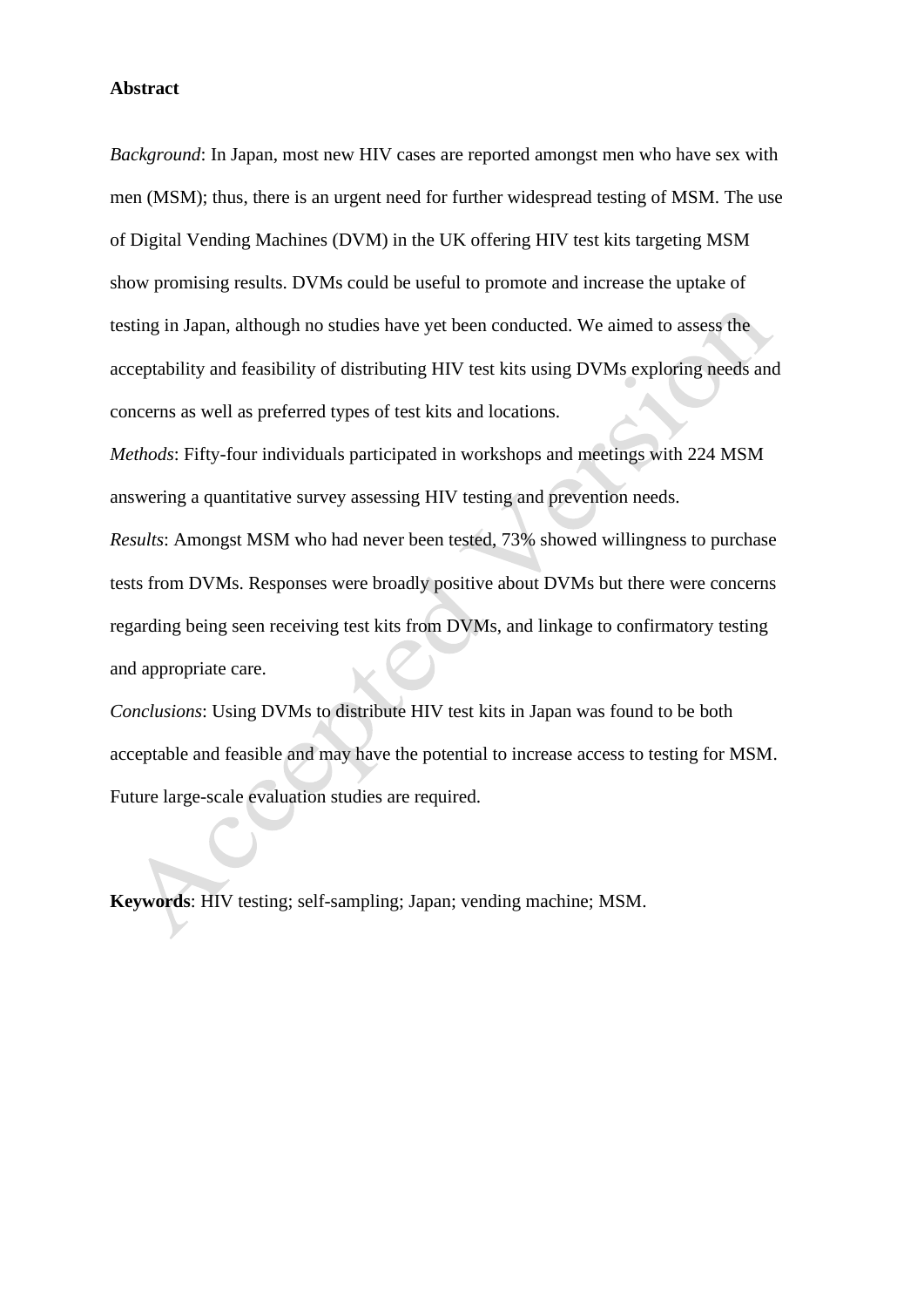**Abstract**

*Background*: In Japan, most new HIV cases are reported amongst men who have sex with men (MSM); thus, there is an urgent need for further widespread testing of MSM. The use of Digital Vending Machines (DVM) in the UK offering HIV test kits targeting MSM show promising results. DVMs could be useful to promote and increase the uptake of testing in Japan, although no studies have yet been conducted. We aimed to assess the acceptability and feasibility of distributing HIV test kits using DVMs exploring needs and concerns as well as preferred types of test kits and locations.

*Methods*: Fifty-four individuals participated in workshops and meetings with 224 MSM answering a quantitative survey assessing HIV testing and prevention needs.

*Results*: Amongst MSM who had never been tested, 73% showed willingness to purchase tests from DVMs. Responses were broadly positive about DVMs but there were concerns regarding being seen receiving test kits from DVMs, and linkage to confirmatory testing and appropriate care.

*Conclusions*: Using DVMs to distribute HIV test kits in Japan was found to be both acceptable and feasible and may have the potential to increase access to testing for MSM. Future large-scale evaluation studies are required.

**Keywords**: HIV testing; self-sampling; Japan; vending machine; MSM.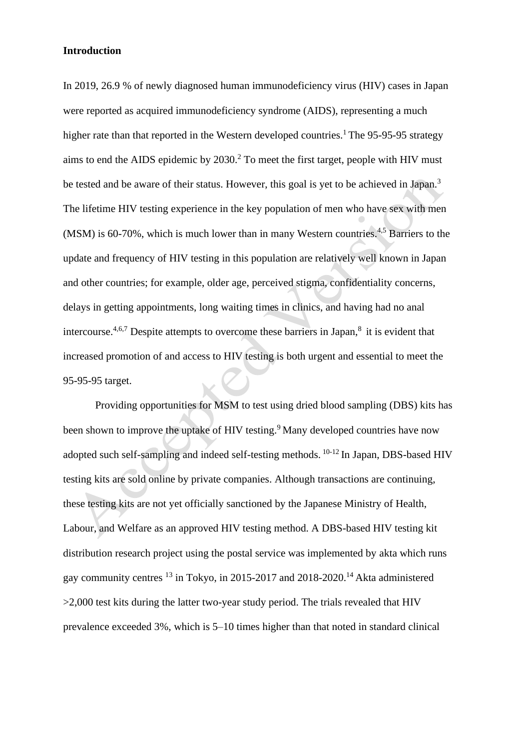**Introduction**

In 2019, 26.9 % of newly diagnosed human immunodeficiency virus (HIV) cases in Japan were reported as acquired immunodeficiency syndrome (AIDS), representing a much higher rate than that reported in the Western developed countries.[1] The 95-95-95 strategy aims to end the AIDS epidemic by 2030.[2] To meet the first target, people with HIV must be tested and be aware of their status. However, this goal is yet to be achieved in Japan.[3] The lifetime HIV testing experience in the key population of men who have sex with men (MSM) is 60-70%, which is much lower than in many Western countries.[4,5] Barriers to the update and frequency of HIV testing in this population are relatively well known in Japan and other countries; for example, older age, perceived stigma, confidentiality concerns, delays in getting appointments, long waiting times in clinics, and having had no anal intercourse.[4,6,7] Despite attempts to overcome these barriers in Japan,[8] it is evident that increased promotion of and access to HIV testing is both urgent and essential to meet the 95-95-95 target.

Providing opportunities for MSM to test using dried blood sampling (DBS) kits has been shown to improve the uptake of HIV testing.[9] Many developed countries have now adopted such self-sampling and indeed self-testing methods. [10-12] In Japan, DBS-based HIV testing kits are sold online by private companies. Although transactions are continuing, these testing kits are not yet officially sanctioned by the Japanese Ministry of Health, Labour, and Welfare as an approved HIV testing method. A DBS-based HIV testing kit distribution research project using the postal service was implemented by akta which runs gay community centres [13] in Tokyo, in 2015-2017 and 2018-2020.[14] Akta administered >2,000 test kits during the latter two-year study period. The trials revealed that HIV prevalence exceeded 3%, which is 5–10 times higher than that noted in standard clinical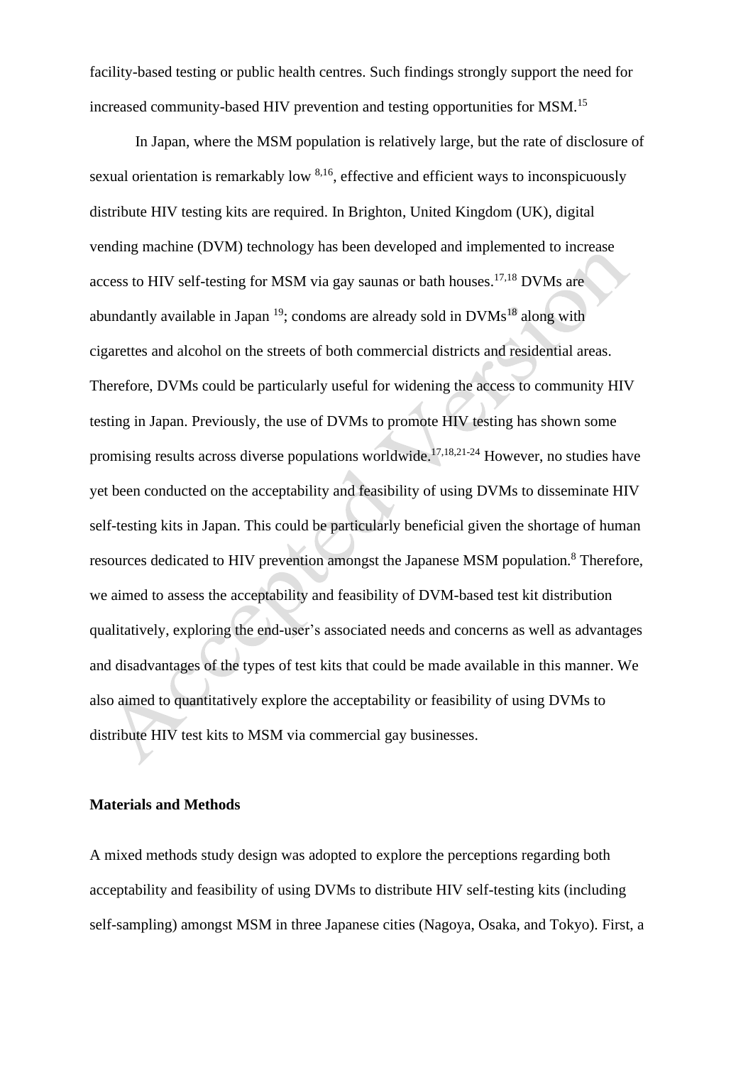facility-based testing or public health centres. Such findings strongly support the need for increased community-based HIV prevention and testing opportunities for MSM.[15]

In Japan, where the MSM population is relatively large, but the rate of disclosure of sexual orientation is remarkably low [8,16], effective and efficient ways to inconspicuously distribute HIV testing kits are required. In Brighton, United Kingdom (UK), digital vending machine (DVM) technology has been developed and implemented to increase access to HIV self-testing for MSM via gay saunas or bath houses.[17,18] DVMs are abundantly available in Japan [19]; condoms are already sold in DVMs[18] along with cigarettes and alcohol on the streets of both commercial districts and residential areas. Therefore, DVMs could be particularly useful for widening the access to community HIV testing in Japan. Previously, the use of DVMs to promote HIV testing has shown some promising results across diverse populations worldwide.[17,18,21-24] However, no studies have yet been conducted on the acceptability and feasibility of using DVMs to disseminate HIV self-testing kits in Japan. This could be particularly beneficial given the shortage of human resources dedicated to HIV prevention amongst the Japanese MSM population.[8] Therefore, we aimed to assess the acceptability and feasibility of DVM-based test kit distribution qualitatively, exploring the end-user's associated needs and concerns as well as advantages and disadvantages of the types of test kits that could be made available in this manner. We also aimed to quantitatively explore the acceptability or feasibility of using DVMs to distribute HIV test kits to MSM via commercial gay businesses.

## Materials and Methods

A mixed methods study design was adopted to explore the perceptions regarding both acceptability and feasibility of using DVMs to distribute HIV self-testing kits (including self-sampling) amongst MSM in three Japanese cities (Nagoya, Osaka, and Tokyo). First, a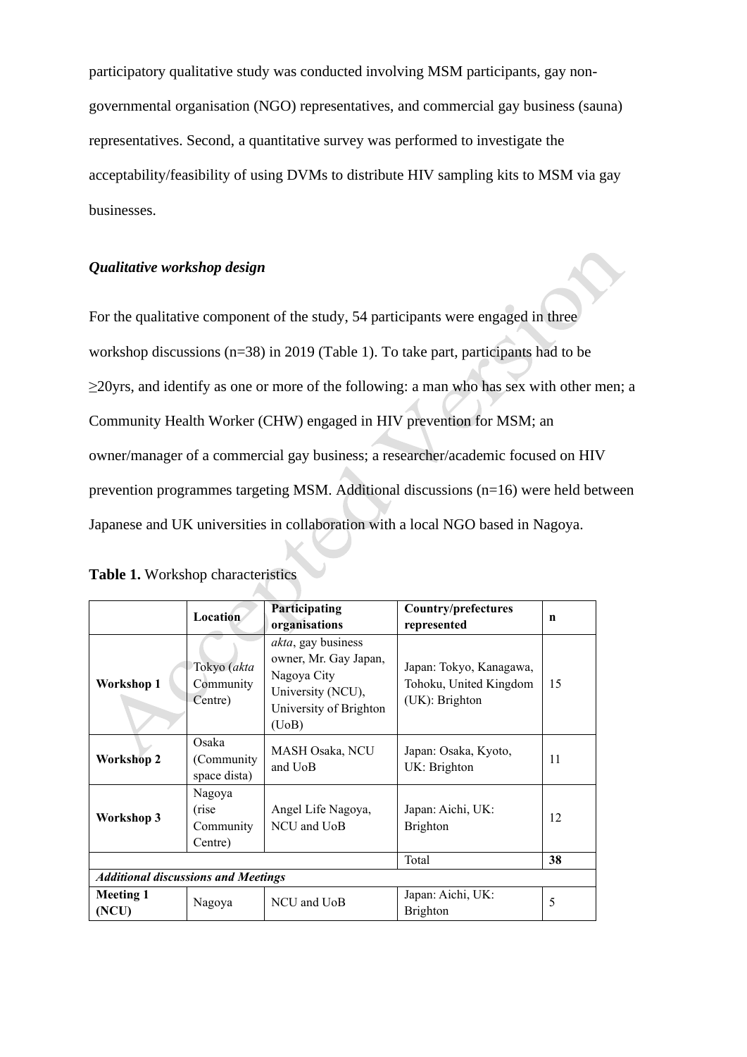participatory qualitative study was conducted involving MSM participants, gay non-governmental organisation (NGO) representatives, and commercial gay business (sauna) representatives. Second, a quantitative survey was performed to investigate the acceptability/feasibility of using DVMs to distribute HIV sampling kits to MSM via gay businesses.

### *Qualitative workshop design*

For the qualitative component of the study, 54 participants were engaged in three workshop discussions (n=38) in 2019 (Table 1). To take part, participants had to be ≥20yrs, and identify as one or more of the following: a man who has sex with other men; a Community Health Worker (CHW) engaged in HIV prevention for MSM; an owner/manager of a commercial gay business; a researcher/academic focused on HIV prevention programmes targeting MSM. Additional discussions (n=16) were held between Japanese and UK universities in collaboration with a local NGO based in Nagoya.

**Table 1.** Workshop characteristics

| | Location | Participating organisations | Country/prefectures represented | n |
|---|---|---|---|---|
| **Workshop 1** | Tokyo (*akta* Community Centre) | *akta*, gay business owner, Mr. Gay Japan, Nagoya City University (NCU), University of Brighton (UoB) | Japan: Tokyo, Kanagawa, Tohoku, United Kingdom (UK): Brighton | 15 |
| **Workshop 2** | Osaka (Community space dista) | MASH Osaka, NCU and UoB | Japan: Osaka, Kyoto, UK: Brighton | 11 |
| **Workshop 3** | Nagoya (rise Community Centre) | Angel Life Nagoya, NCU and UoB | Japan: Aichi, UK: Brighton | 12 |
| | | | Total | **38** |
| ***Additional discussions and Meetings*** | | | | |
| **Meeting 1 (NCU)** | Nagoya | NCU and UoB | Japan: Aichi, UK: Brighton | 5 |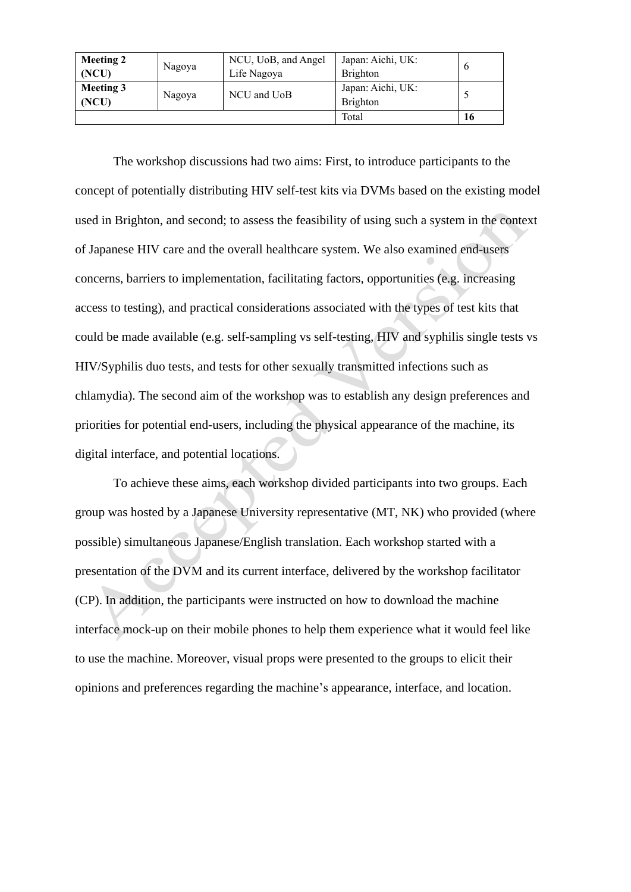| **Meeting 2 (NCU)** | Nagoya | NCU, UoB, and Angel Life Nagoya | Japan: Aichi, UK: Brighton | 6 |
|---|---|---|---|---|
| **Meeting 3 (NCU)** | Nagoya | NCU and UoB | Japan: Aichi, UK: Brighton | 5 |
| | | | Total | **16** |

The workshop discussions had two aims: First, to introduce participants to the concept of potentially distributing HIV self-test kits via DVMs based on the existing model used in Brighton, and second; to assess the feasibility of using such a system in the context of Japanese HIV care and the overall healthcare system. We also examined end-users concerns, barriers to implementation, facilitating factors, opportunities (e.g. increasing access to testing), and practical considerations associated with the types of test kits that could be made available (e.g. self-sampling vs self-testing, HIV and syphilis single tests vs HIV/Syphilis duo tests, and tests for other sexually transmitted infections such as chlamydia). The second aim of the workshop was to establish any design preferences and priorities for potential end-users, including the physical appearance of the machine, its digital interface, and potential locations.

To achieve these aims, each workshop divided participants into two groups. Each group was hosted by a Japanese University representative (MT, NK) who provided (where possible) simultaneous Japanese/English translation. Each workshop started with a presentation of the DVM and its current interface, delivered by the workshop facilitator (CP). In addition, the participants were instructed on how to download the machine interface mock-up on their mobile phones to help them experience what it would feel like to use the machine. Moreover, visual props were presented to the groups to elicit their opinions and preferences regarding the machine's appearance, interface, and location.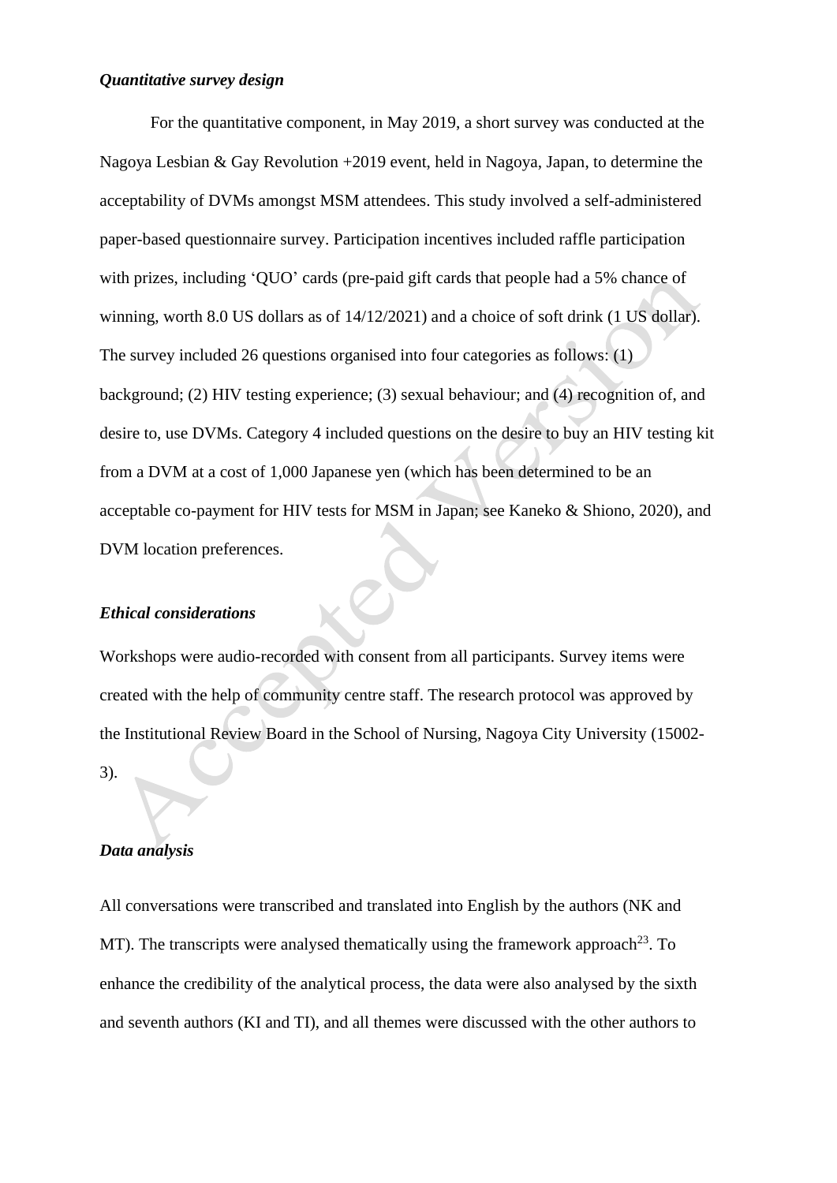### *Quantitative survey design*

For the quantitative component, in May 2019, a short survey was conducted at the Nagoya Lesbian & Gay Revolution +2019 event, held in Nagoya, Japan, to determine the acceptability of DVMs amongst MSM attendees. This study involved a self-administered paper-based questionnaire survey. Participation incentives included raffle participation with prizes, including 'QUO' cards (pre-paid gift cards that people had a 5% chance of winning, worth 8.0 US dollars as of 14/12/2021) and a choice of soft drink (1 US dollar). The survey included 26 questions organised into four categories as follows: (1) background; (2) HIV testing experience; (3) sexual behaviour; and (4) recognition of, and desire to, use DVMs. Category 4 included questions on the desire to buy an HIV testing kit from a DVM at a cost of 1,000 Japanese yen (which has been determined to be an acceptable co-payment for HIV tests for MSM in Japan; see Kaneko & Shiono, 2020), and DVM location preferences.

### *Ethical considerations*

Workshops were audio-recorded with consent from all participants. Survey items were created with the help of community centre staff. The research protocol was approved by the Institutional Review Board in the School of Nursing, Nagoya City University (15002-3).

### *Data analysis*

All conversations were transcribed and translated into English by the authors (NK and MT). The transcripts were analysed thematically using the framework approach[23]. To enhance the credibility of the analytical process, the data were also analysed by the sixth and seventh authors (KI and TI), and all themes were discussed with the other authors to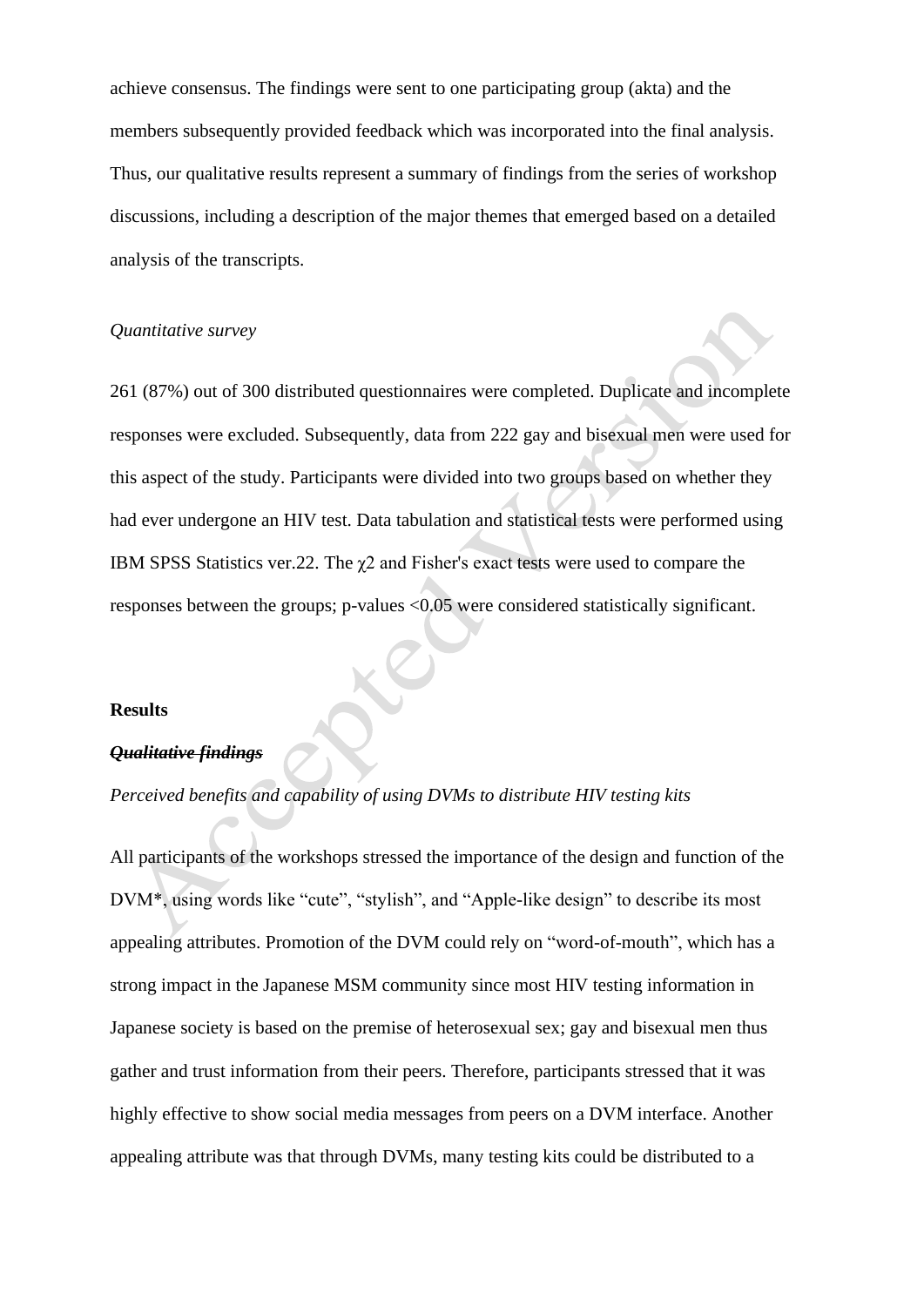achieve consensus. The findings were sent to one participating group (akta) and the members subsequently provided feedback which was incorporated into the final analysis. Thus, our qualitative results represent a summary of findings from the series of workshop discussions, including a description of the major themes that emerged based on a detailed analysis of the transcripts.

*Quantitative survey*

261 (87%) out of 300 distributed questionnaires were completed. Duplicate and incomplete responses were excluded. Subsequently, data from 222 gay and bisexual men were used for this aspect of the study. Participants were divided into two groups based on whether they had ever undergone an HIV test. Data tabulation and statistical tests were performed using IBM SPSS Statistics ver.22. The $\chi 2$ and Fisher's exact tests were used to compare the responses between the groups; p-values <0.05 were considered statistically significant.

## Results

***~~Qualitative findings~~***

*Perceived benefits and capability of using DVMs to distribute HIV testing kits*

All participants of the workshops stressed the importance of the design and function of the DVM*, using words like "cute", "stylish", and "Apple-like design" to describe its most appealing attributes. Promotion of the DVM could rely on "word-of-mouth", which has a strong impact in the Japanese MSM community since most HIV testing information in Japanese society is based on the premise of heterosexual sex; gay and bisexual men thus gather and trust information from their peers. Therefore, participants stressed that it was highly effective to show social media messages from peers on a DVM interface. Another appealing attribute was that through DVMs, many testing kits could be distributed to a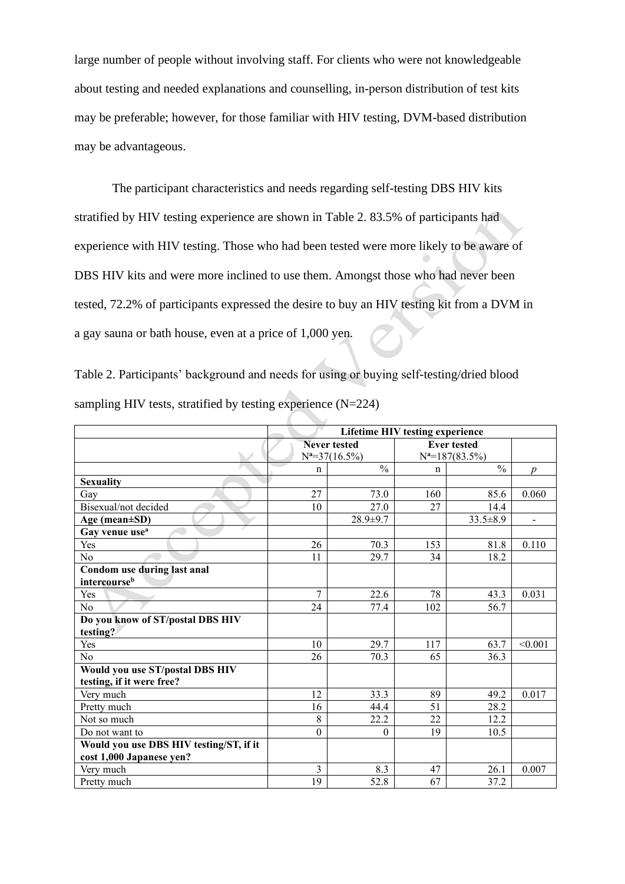large number of people without involving staff. For clients who were not knowledgeable about testing and needed explanations and counselling, in-person distribution of test kits may be preferable; however, for those familiar with HIV testing, DVM-based distribution may be advantageous.

The participant characteristics and needs regarding self-testing DBS HIV kits stratified by HIV testing experience are shown in Table 2. 83.5% of participants had experience with HIV testing. Those who had been tested were more likely to be aware of DBS HIV kits and were more inclined to use them. Amongst those who had never been tested, 72.2% of participants expressed the desire to buy an HIV testing kit from a DVM in a gay sauna or bath house, even at a price of 1,000 yen.

Table 2. Participants' background and needs for using or buying self-testing/dried blood sampling HIV tests, stratified by testing experience (N=224)

| | Lifetime HIV testing experience | | | | |
|---|---|---|---|---|---|
| | Never tested N[a]=37(16.5%) | | Ever tested N[a]=187(83.5%) | | |
| | n | % | n | % | *p* |
| **Sexuality** | | | | | |
| Gay | 27 | 73.0 | 160 | 85.6 | 0.060 |
| Bisexual/not decided | 10 | 27.0 | 27 | 14.4 | |
| **Age (mean±SD)** | | 28.9±9.7 | | 33.5±8.9 | - |
| **Gay venue use[a]** | | | | | |
| Yes | 26 | 70.3 | 153 | 81.8 | 0.110 |
| No | 11 | 29.7 | 34 | 18.2 | |
| **Condom use during last anal intercourse[b]** | | | | | |
| Yes | 7 | 22.6 | 78 | 43.3 | 0.031 |
| No | 24 | 77.4 | 102 | 56.7 | |
| **Do you know of ST/postal DBS HIV testing?** | | | | | |
| Yes | 10 | 29.7 | 117 | 63.7 | <0.001 |
| No | 26 | 70.3 | 65 | 36.3 | |
| **Would you use ST/postal DBS HIV testing, if it were free?** | | | | | |
| Very much | 12 | 33.3 | 89 | 49.2 | 0.017 |
| Pretty much | 16 | 44.4 | 51 | 28.2 | |
| Not so much | 8 | 22.2 | 22 | 12.2 | |
| Do not want to | 0 | 0 | 19 | 10.5 | |
| **Would you use DBS HIV testing/ST, if it cost 1,000 Japanese yen?** | | | | | |
| Very much | 3 | 8.3 | 47 | 26.1 | 0.007 |
| Pretty much | 19 | 52.8 | 67 | 37.2 | |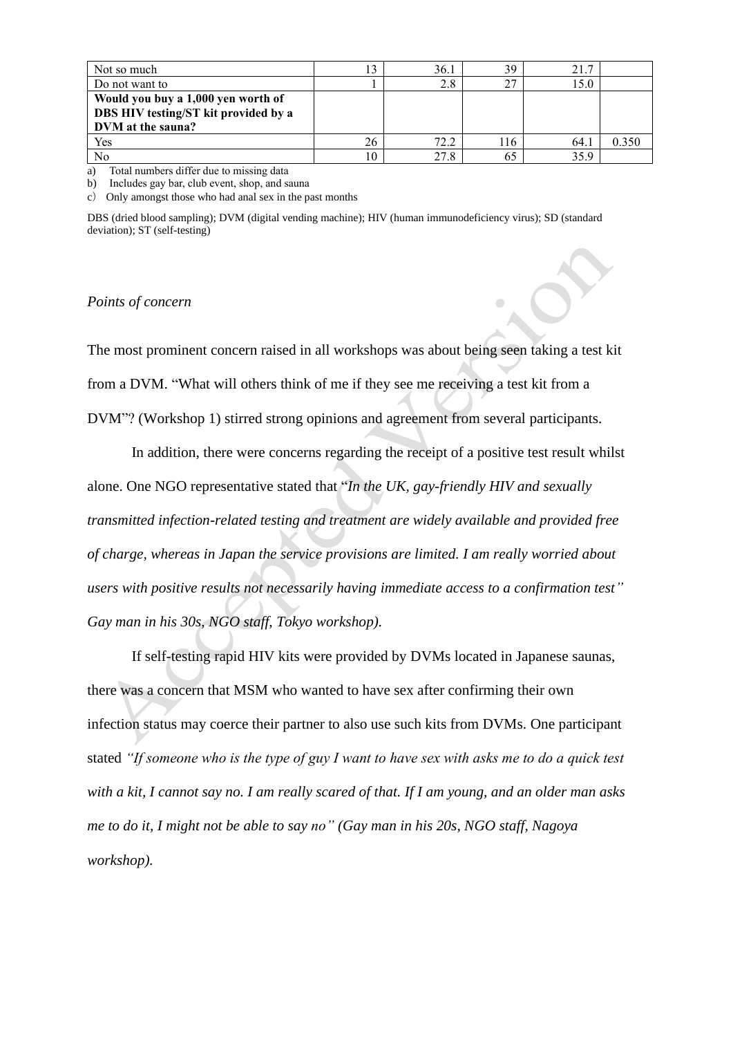| | | | | | |
|---|---|---|---|---|---|
| Not so much | 13 | 36.1 | 39 | 21.7 | |
| Do not want to | 1 | 2.8 | 27 | 15.0 | |
| **Would you buy a 1,000 yen worth of DBS HIV testing/ST kit provided by a DVM at the sauna?** | | | | | |
| Yes | 26 | 72.2 | 116 | 64.1 | 0.350 |
| No | 10 | 27.8 | 65 | 35.9 | |

a) Total numbers differ due to missing data
b) Includes gay bar, club event, shop, and sauna
c) Only amongst those who had anal sex in the past months

DBS (dried blood sampling); DVM (digital vending machine); HIV (human immunodeficiency virus); SD (standard deviation); ST (self-testing)

*Points of concern*

The most prominent concern raised in all workshops was about being seen taking a test kit from a DVM. "What will others think of me if they see me receiving a test kit from a DVM"? (Workshop 1) stirred strong opinions and agreement from several participants.

In addition, there were concerns regarding the receipt of a positive test result whilst alone. One NGO representative stated that "*In the UK, gay-friendly HIV and sexually transmitted infection-related testing and treatment are widely available and provided free of charge, whereas in Japan the service provisions are limited. I am really worried about users with positive results not necessarily having immediate access to a confirmation test" Gay man in his 30s, NGO staff, Tokyo workshop).*

If self-testing rapid HIV kits were provided by DVMs located in Japanese saunas, there was a concern that MSM who wanted to have sex after confirming their own infection status may coerce their partner to also use such kits from DVMs. One participant stated *"If someone who is the type of guy I want to have sex with asks me to do a quick test with a kit, I cannot say no. I am really scared of that. If I am young, and an older man asks me to do it, I might not be able to say no" (Gay man in his 20s, NGO staff, Nagoya workshop).*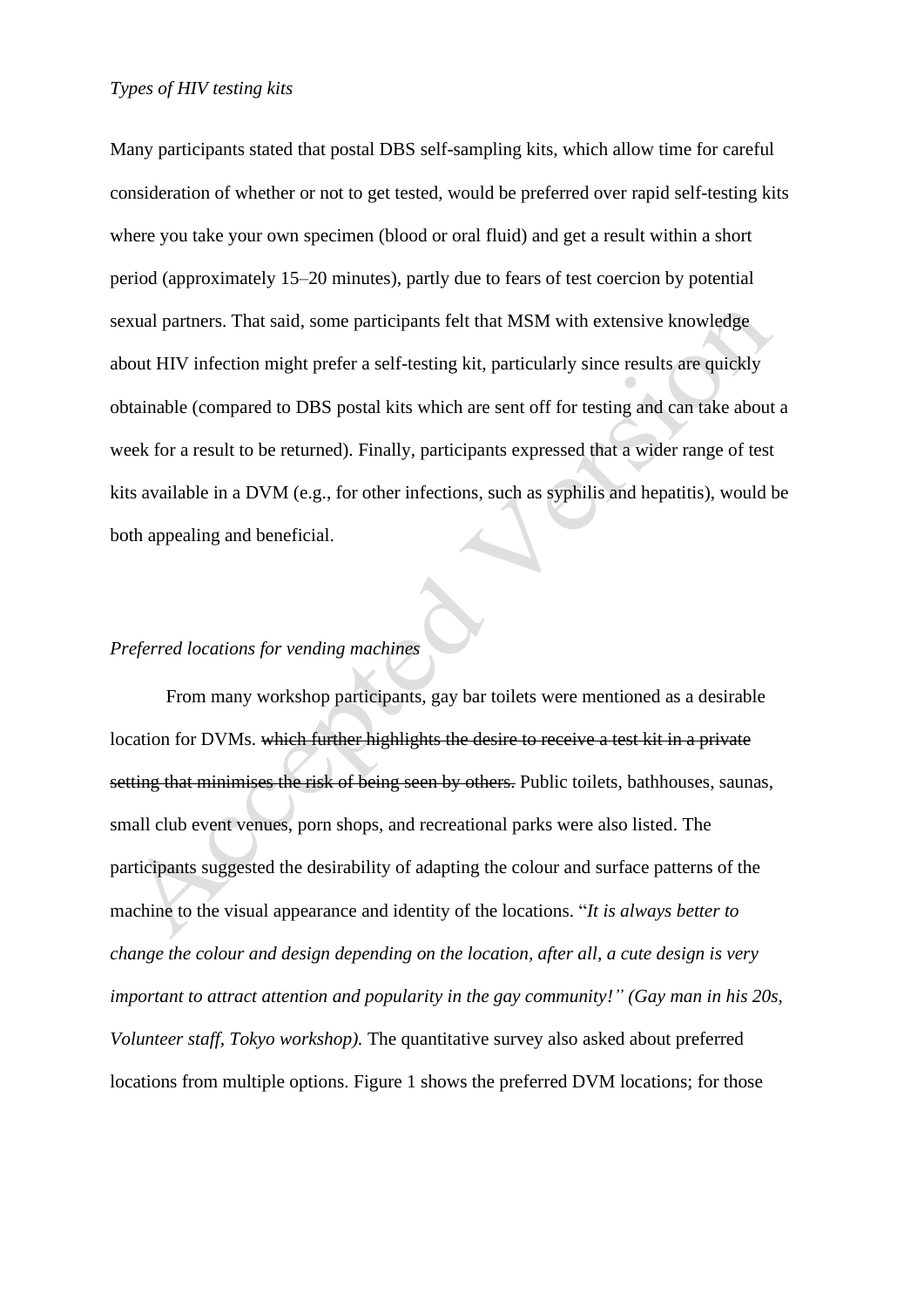*Types of HIV testing kits*

Many participants stated that postal DBS self-sampling kits, which allow time for careful consideration of whether or not to get tested, would be preferred over rapid self-testing kits where you take your own specimen (blood or oral fluid) and get a result within a short period (approximately 15–20 minutes), partly due to fears of test coercion by potential sexual partners. That said, some participants felt that MSM with extensive knowledge about HIV infection might prefer a self-testing kit, particularly since results are quickly obtainable (compared to DBS postal kits which are sent off for testing and can take about a week for a result to be returned). Finally, participants expressed that a wider range of test kits available in a DVM (e.g., for other infections, such as syphilis and hepatitis), would be both appealing and beneficial.

*Preferred locations for vending machines*

From many workshop participants, gay bar toilets were mentioned as a desirable location for DVMs. ~~which further highlights the desire to receive a test kit in a private setting that minimises the risk of being seen by others.~~ Public toilets, bathhouses, saunas, small club event venues, porn shops, and recreational parks were also listed. The participants suggested the desirability of adapting the colour and surface patterns of the machine to the visual appearance and identity of the locations. "*It is always better to change the colour and design depending on the location, after all, a cute design is very important to attract attention and popularity in the gay community!" (Gay man in his 20s, Volunteer staff, Tokyo workshop).* The quantitative survey also asked about preferred locations from multiple options. Figure 1 shows the preferred DVM locations; for those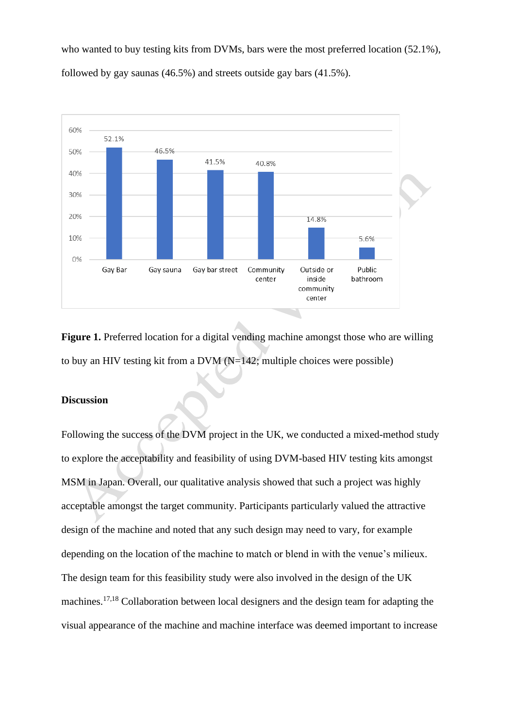who wanted to buy testing kits from DVMs, bars were the most preferred location (52.1%), followed by gay saunas (46.5%) and streets outside gay bars (41.5%).

**Figure 1.** Preferred location for a digital vending machine amongst those who are willing to buy an HIV testing kit from a DVM (N=142; multiple choices were possible)

### Discussion

Following the success of the DVM project in the UK, we conducted a mixed-method study to explore the acceptability and feasibility of using DVM-based HIV testing kits amongst MSM in Japan. Overall, our qualitative analysis showed that such a project was highly acceptable amongst the target community. Participants particularly valued the attractive design of the machine and noted that any such design may need to vary, for example depending on the location of the machine to match or blend in with the venue's milieux. The design team for this feasibility study were also involved in the design of the UK machines.[17,18] Collaboration between local designers and the design team for adapting the visual appearance of the machine and machine interface was deemed important to increase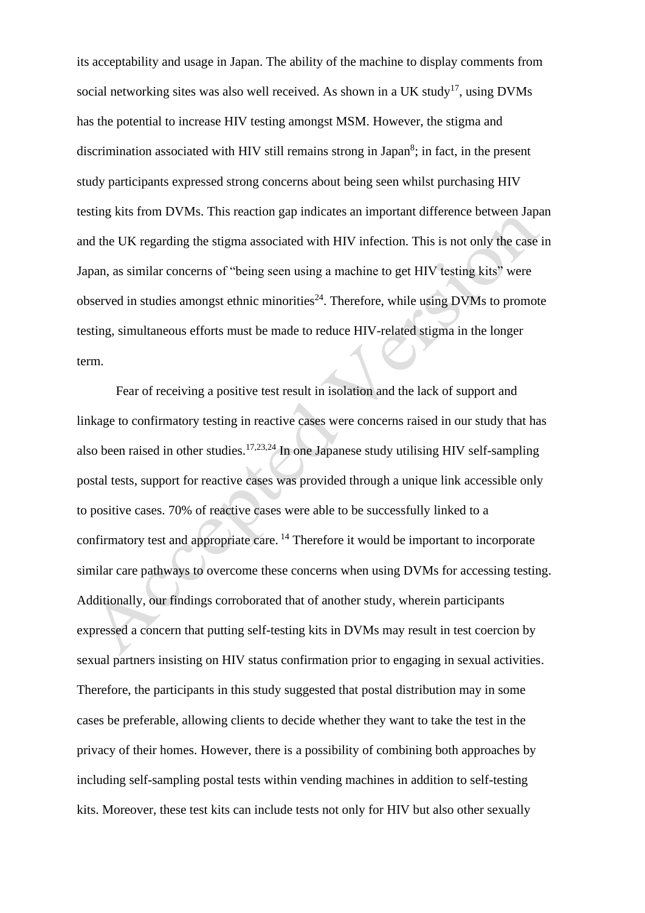its acceptability and usage in Japan. The ability of the machine to display comments from social networking sites was also well received. As shown in a UK study[17], using DVMs has the potential to increase HIV testing amongst MSM. However, the stigma and discrimination associated with HIV still remains strong in Japan[8]; in fact, in the present study participants expressed strong concerns about being seen whilst purchasing HIV testing kits from DVMs. This reaction gap indicates an important difference between Japan and the UK regarding the stigma associated with HIV infection. This is not only the case in Japan, as similar concerns of "being seen using a machine to get HIV testing kits" were observed in studies amongst ethnic minorities[24]. Therefore, while using DVMs to promote testing, simultaneous efforts must be made to reduce HIV-related stigma in the longer term.

Fear of receiving a positive test result in isolation and the lack of support and linkage to confirmatory testing in reactive cases were concerns raised in our study that has also been raised in other studies.[17,23,24] In one Japanese study utilising HIV self-sampling postal tests, support for reactive cases was provided through a unique link accessible only to positive cases. 70% of reactive cases were able to be successfully linked to a confirmatory test and appropriate care. [14] Therefore it would be important to incorporate similar care pathways to overcome these concerns when using DVMs for accessing testing. Additionally, our findings corroborated that of another study, wherein participants expressed a concern that putting self-testing kits in DVMs may result in test coercion by sexual partners insisting on HIV status confirmation prior to engaging in sexual activities. Therefore, the participants in this study suggested that postal distribution may in some cases be preferable, allowing clients to decide whether they want to take the test in the privacy of their homes. However, there is a possibility of combining both approaches by including self-sampling postal tests within vending machines in addition to self-testing kits. Moreover, these test kits can include tests not only for HIV but also other sexually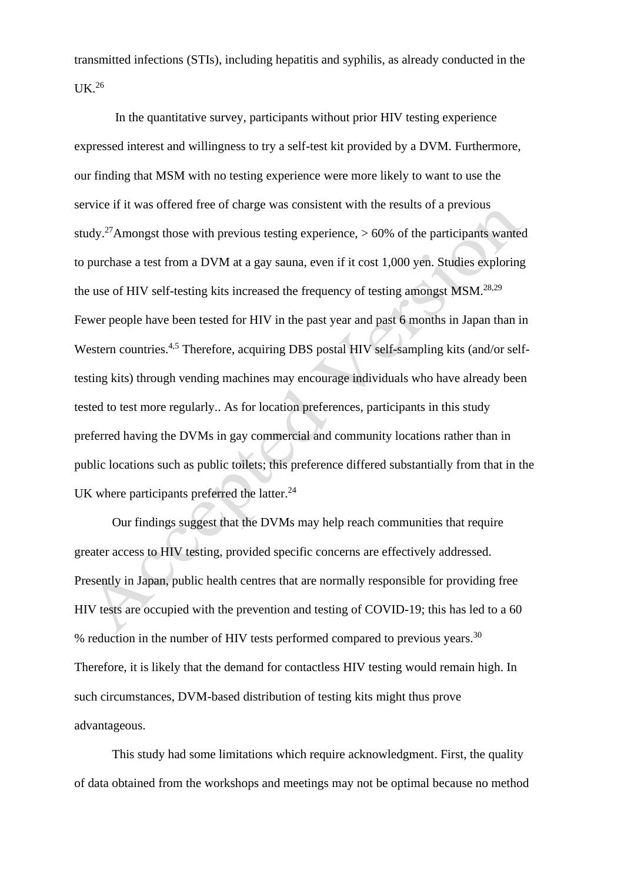transmitted infections (STIs), including hepatitis and syphilis, as already conducted in the UK.[26]

In the quantitative survey, participants without prior HIV testing experience expressed interest and willingness to try a self-test kit provided by a DVM. Furthermore, our finding that MSM with no testing experience were more likely to want to use the service if it was offered free of charge was consistent with the results of a previous study.[27] Amongst those with previous testing experience, > 60% of the participants wanted to purchase a test from a DVM at a gay sauna, even if it cost 1,000 yen. Studies exploring the use of HIV self-testing kits increased the frequency of testing amongst MSM.[28,29] Fewer people have been tested for HIV in the past year and past 6 months in Japan than in Western countries.[4,5] Therefore, acquiring DBS postal HIV self-sampling kits (and/or self-testing kits) through vending machines may encourage individuals who have already been tested to test more regularly.. As for location preferences, participants in this study preferred having the DVMs in gay commercial and community locations rather than in public locations such as public toilets; this preference differed substantially from that in the UK where participants preferred the latter.[24]

Our findings suggest that the DVMs may help reach communities that require greater access to HIV testing, provided specific concerns are effectively addressed. Presently in Japan, public health centres that are normally responsible for providing free HIV tests are occupied with the prevention and testing of COVID-19; this has led to a 60 % reduction in the number of HIV tests performed compared to previous years.[30] Therefore, it is likely that the demand for contactless HIV testing would remain high. In such circumstances, DVM-based distribution of testing kits might thus prove advantageous.

This study had some limitations which require acknowledgment. First, the quality of data obtained from the workshops and meetings may not be optimal because no method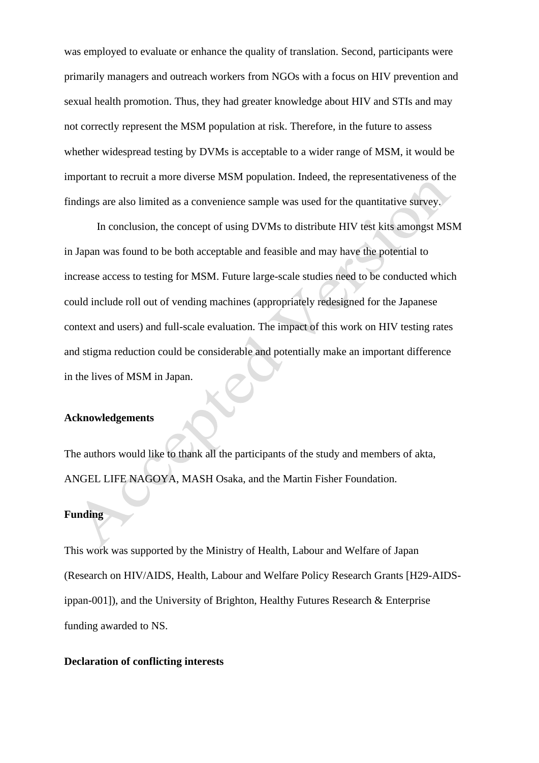was employed to evaluate or enhance the quality of translation. Second, participants were primarily managers and outreach workers from NGOs with a focus on HIV prevention and sexual health promotion. Thus, they had greater knowledge about HIV and STIs and may not correctly represent the MSM population at risk. Therefore, in the future to assess whether widespread testing by DVMs is acceptable to a wider range of MSM, it would be important to recruit a more diverse MSM population. Indeed, the representativeness of the findings are also limited as a convenience sample was used for the quantitative survey.

In conclusion, the concept of using DVMs to distribute HIV test kits amongst MSM in Japan was found to be both acceptable and feasible and may have the potential to increase access to testing for MSM. Future large-scale studies need to be conducted which could include roll out of vending machines (appropriately redesigned for the Japanese context and users) and full-scale evaluation. The impact of this work on HIV testing rates and stigma reduction could be considerable and potentially make an important difference in the lives of MSM in Japan.

**Acknowledgements**

The authors would like to thank all the participants of the study and members of akta, ANGEL LIFE NAGOYA, MASH Osaka, and the Martin Fisher Foundation.

**Funding**

This work was supported by the Ministry of Health, Labour and Welfare of Japan (Research on HIV/AIDS, Health, Labour and Welfare Policy Research Grants [H29-AIDS-ippan-001]), and the University of Brighton, Healthy Futures Research & Enterprise funding awarded to NS.

**Declaration of conflicting interests**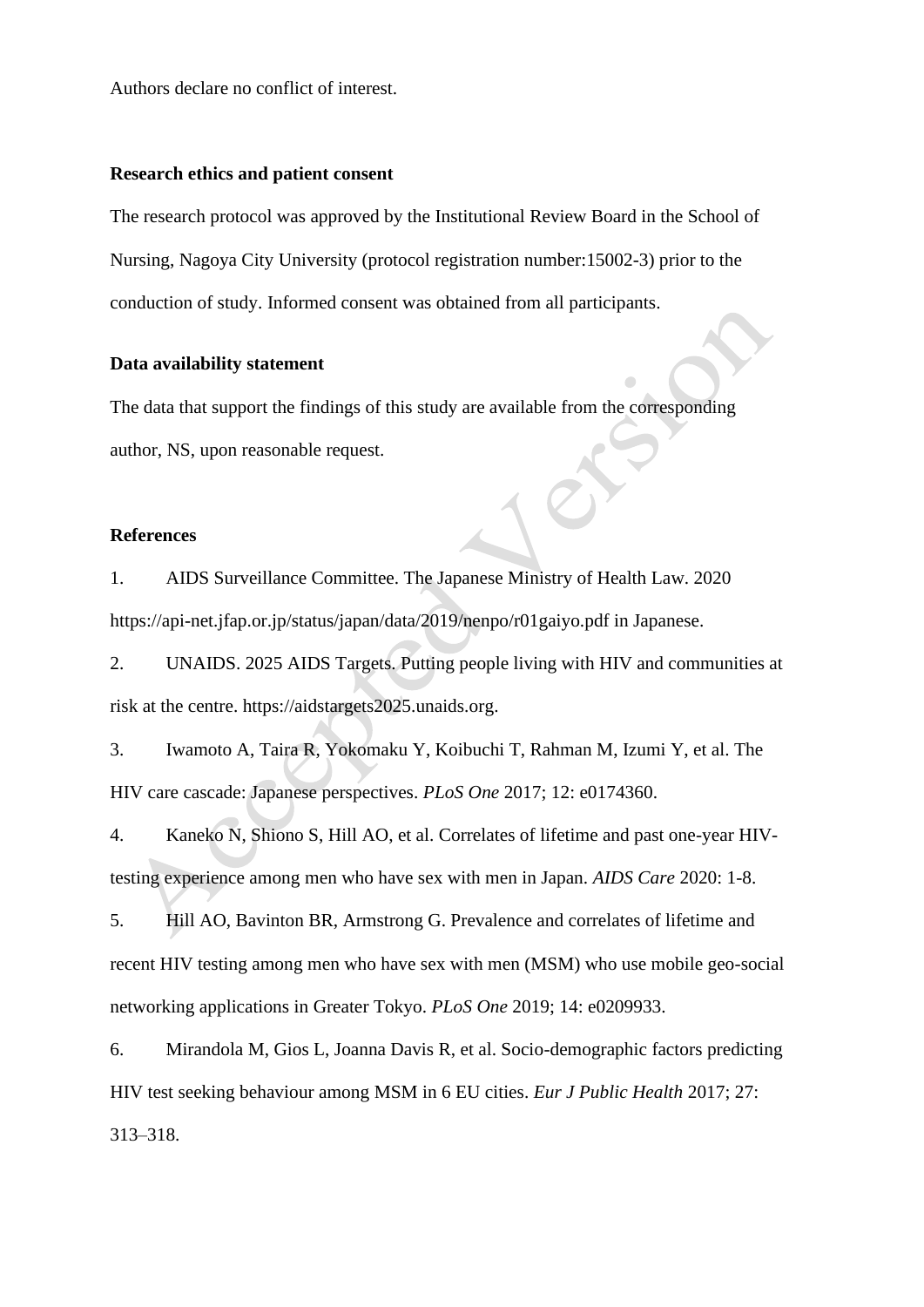Authors declare no conflict of interest.

**Research ethics and patient consent**

The research protocol was approved by the Institutional Review Board in the School of Nursing, Nagoya City University (protocol registration number:15002-3) prior to the conduction of study. Informed consent was obtained from all participants.

**Data availability statement**

The data that support the findings of this study are available from the corresponding author, NS, upon reasonable request.

**References**

1. AIDS Surveillance Committee. The Japanese Ministry of Health Law. 2020 https://api-net.jfap.or.jp/status/japan/data/2019/nenpo/r01gaiyo.pdf in Japanese.
2. UNAIDS. 2025 AIDS Targets. Putting people living with HIV and communities at risk at the centre. https://aidstargets2025.unaids.org.
3. Iwamoto A, Taira R, Yokomaku Y, Koibuchi T, Rahman M, Izumi Y, et al. The HIV care cascade: Japanese perspectives. *PLoS One* 2017; 12: e0174360.
4. Kaneko N, Shiono S, Hill AO, et al. Correlates of lifetime and past one-year HIV-testing experience among men who have sex with men in Japan. *AIDS Care* 2020: 1-8.
5. Hill AO, Bavinton BR, Armstrong G. Prevalence and correlates of lifetime and recent HIV testing among men who have sex with men (MSM) who use mobile geo-social networking applications in Greater Tokyo. *PLoS One* 2019; 14: e0209933.
6. Mirandola M, Gios L, Joanna Davis R, et al. Socio-demographic factors predicting HIV test seeking behaviour among MSM in 6 EU cities. *Eur J Public Health* 2017; 27: 313–318.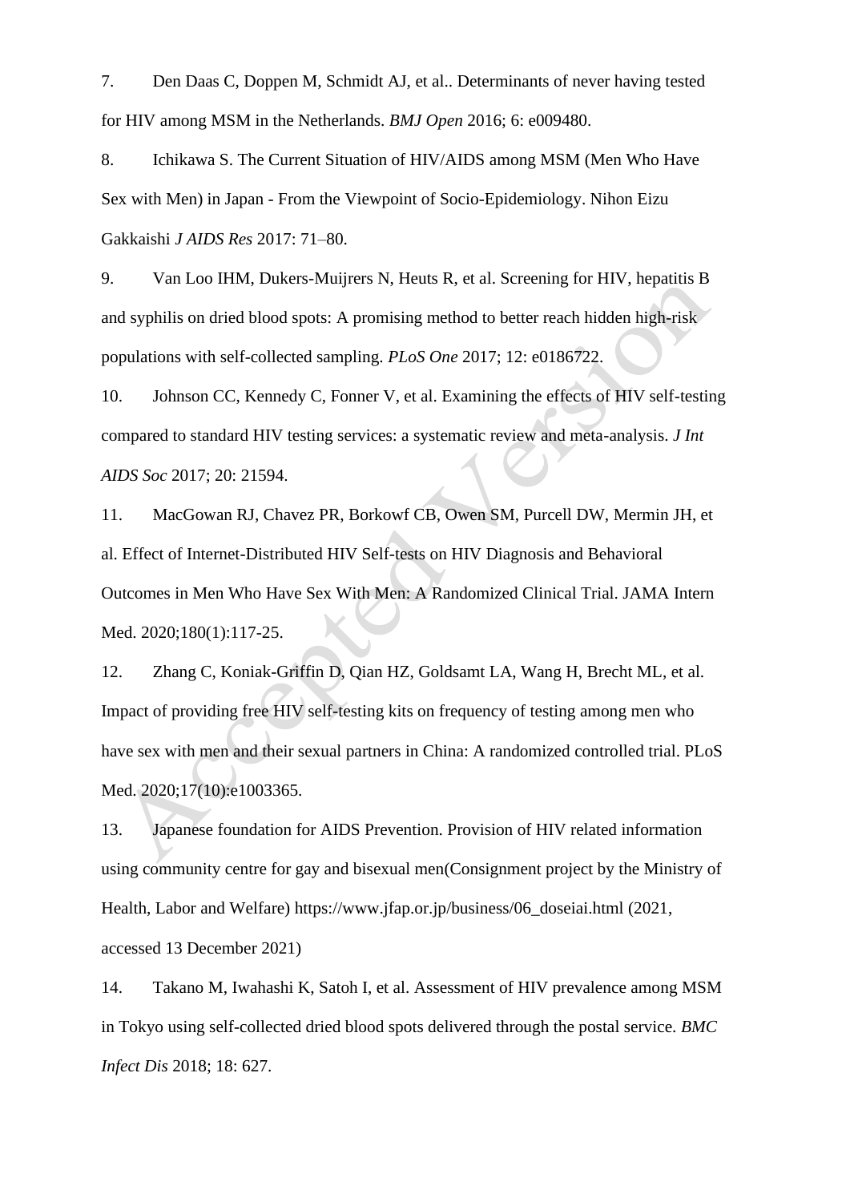7. Den Daas C, Doppen M, Schmidt AJ, et al.. Determinants of never having tested for HIV among MSM in the Netherlands. *BMJ Open* 2016; 6: e009480.

8. Ichikawa S. The Current Situation of HIV/AIDS among MSM (Men Who Have Sex with Men) in Japan - From the Viewpoint of Socio-Epidemiology. Nihon Eizu Gakkaishi *J AIDS Res* 2017: 71–80.

9. Van Loo IHM, Dukers-Muijrers N, Heuts R, et al. Screening for HIV, hepatitis B and syphilis on dried blood spots: A promising method to better reach hidden high-risk populations with self-collected sampling. *PLoS One* 2017; 12: e0186722.

10. Johnson CC, Kennedy C, Fonner V, et al. Examining the effects of HIV self-testing compared to standard HIV testing services: a systematic review and meta-analysis. *J Int AIDS Soc* 2017; 20: 21594.

11. MacGowan RJ, Chavez PR, Borkowf CB, Owen SM, Purcell DW, Mermin JH, et al. Effect of Internet-Distributed HIV Self-tests on HIV Diagnosis and Behavioral Outcomes in Men Who Have Sex With Men: A Randomized Clinical Trial. JAMA Intern Med. 2020;180(1):117-25.

12. Zhang C, Koniak-Griffin D, Qian HZ, Goldsamt LA, Wang H, Brecht ML, et al. Impact of providing free HIV self-testing kits on frequency of testing among men who have sex with men and their sexual partners in China: A randomized controlled trial. PLoS Med. 2020;17(10):e1003365.

13. Japanese foundation for AIDS Prevention. Provision of HIV related information using community centre for gay and bisexual men(Consignment project by the Ministry of Health, Labor and Welfare) https://www.jfap.or.jp/business/06_doseiai.html (2021, accessed 13 December 2021)

14. Takano M, Iwahashi K, Satoh I, et al. Assessment of HIV prevalence among MSM in Tokyo using self-collected dried blood spots delivered through the postal service. *BMC Infect Dis* 2018; 18: 627.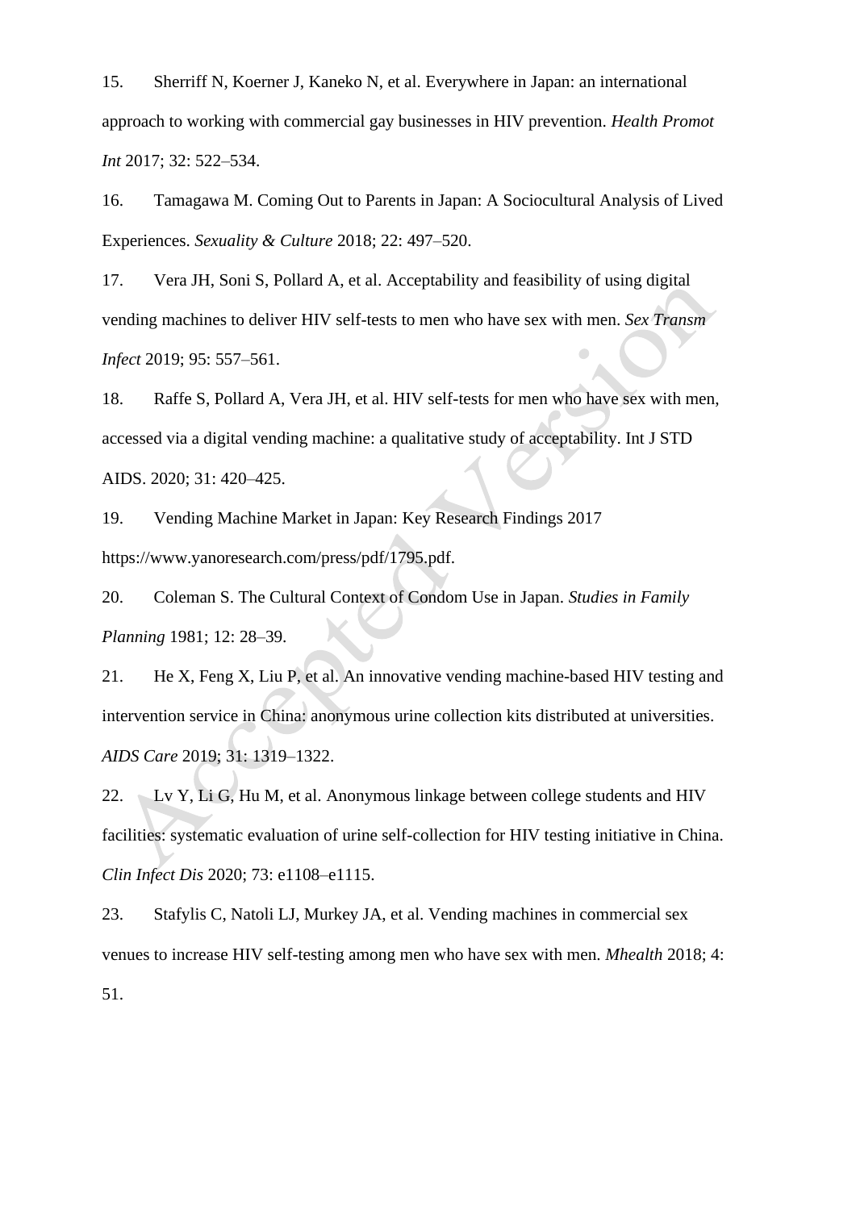15. Sherriff N, Koerner J, Kaneko N, et al. Everywhere in Japan: an international approach to working with commercial gay businesses in HIV prevention. *Health Promot Int* 2017; 32: 522–534.

16. Tamagawa M. Coming Out to Parents in Japan: A Sociocultural Analysis of Lived Experiences. *Sexuality & Culture* 2018; 22: 497–520.

17. Vera JH, Soni S, Pollard A, et al. Acceptability and feasibility of using digital vending machines to deliver HIV self-tests to men who have sex with men. *Sex Transm Infect* 2019; 95: 557–561.

18. Raffe S, Pollard A, Vera JH, et al. HIV self-tests for men who have sex with men, accessed via a digital vending machine: a qualitative study of acceptability. Int J STD AIDS. 2020; 31: 420–425.

19. Vending Machine Market in Japan: Key Research Findings 2017 https://www.yanoresearch.com/press/pdf/1795.pdf.

20. Coleman S. The Cultural Context of Condom Use in Japan. *Studies in Family Planning* 1981; 12: 28–39.

21. He X, Feng X, Liu P, et al. An innovative vending machine-based HIV testing and intervention service in China: anonymous urine collection kits distributed at universities. *AIDS Care* 2019; 31: 1319–1322.

22. Lv Y, Li G, Hu M, et al. Anonymous linkage between college students and HIV facilities: systematic evaluation of urine self-collection for HIV testing initiative in China. *Clin Infect Dis* 2020; 73: e1108–e1115.

23. Stafylis C, Natoli LJ, Murkey JA, et al. Vending machines in commercial sex venues to increase HIV self-testing among men who have sex with men. *Mhealth* 2018; 4: 51.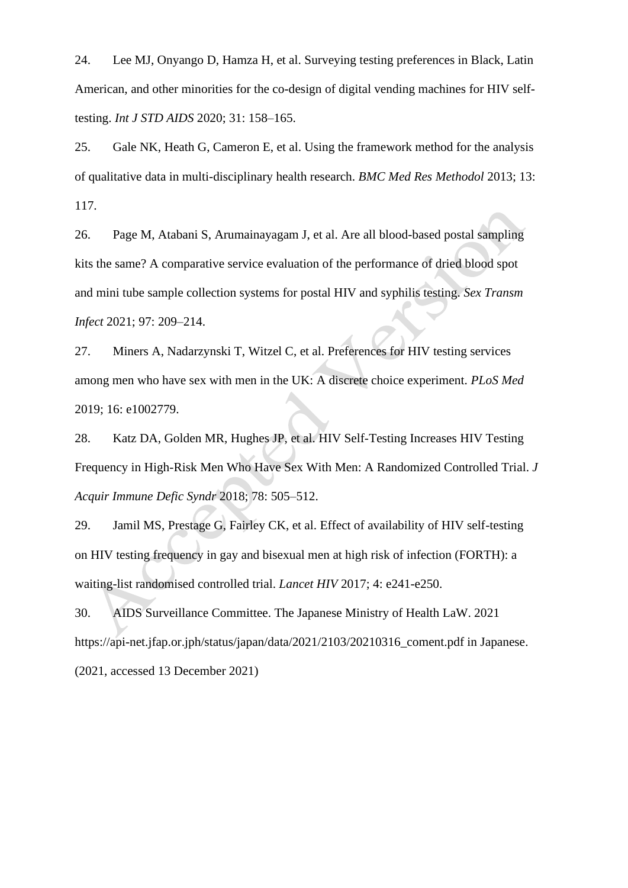24. Lee MJ, Onyango D, Hamza H, et al. Surveying testing preferences in Black, Latin American, and other minorities for the co-design of digital vending machines for HIV self-testing. *Int J STD AIDS* 2020; 31: 158–165.

25. Gale NK, Heath G, Cameron E, et al. Using the framework method for the analysis of qualitative data in multi-disciplinary health research. *BMC Med Res Methodol* 2013; 13: 117.

26. Page M, Atabani S, Arumainayagam J, et al. Are all blood-based postal sampling kits the same? A comparative service evaluation of the performance of dried blood spot and mini tube sample collection systems for postal HIV and syphilis testing. *Sex Transm Infect* 2021; 97: 209–214.

27. Miners A, Nadarzynski T, Witzel C, et al. Preferences for HIV testing services among men who have sex with men in the UK: A discrete choice experiment. *PLoS Med* 2019; 16: e1002779.

28. Katz DA, Golden MR, Hughes JP, et al. HIV Self-Testing Increases HIV Testing Frequency in High-Risk Men Who Have Sex With Men: A Randomized Controlled Trial. *J Acquir Immune Defic Syndr* 2018; 78: 505–512.

29. Jamil MS, Prestage G, Fairley CK, et al. Effect of availability of HIV self-testing on HIV testing frequency in gay and bisexual men at high risk of infection (FORTH): a waiting-list randomised controlled trial. *Lancet HIV* 2017; 4: e241-e250.

30. AIDS Surveillance Committee. The Japanese Ministry of Health LaW. 2021 https://api-net.jfap.or.jph/status/japan/data/2021/2103/20210316_coment.pdf in Japanese. (2021, accessed 13 December 2021)